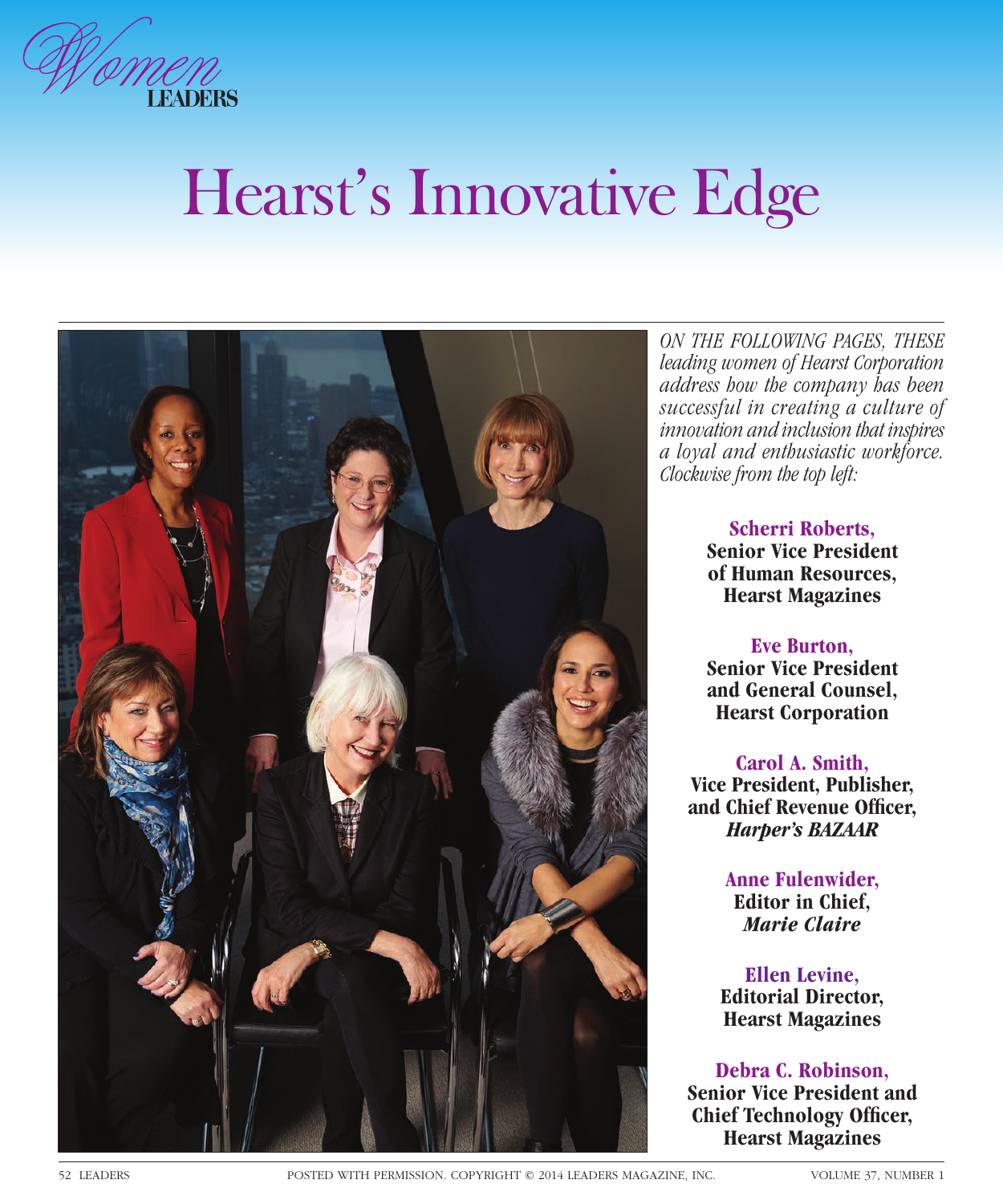*Women*
**LEADERS**

# Hearst's Innovative Edge

*ON THE FOLLOWING PAGES, THESE leading women of Hearst Corporation address how the company has been successful in creating a culture of innovation and inclusion that inspires a loyal and enthusiastic workforce. Clockwise from the top left:*

**Scherri Roberts,**
**Senior Vice President of Human Resources, Hearst Magazines**

**Eve Burton,**
**Senior Vice President and General Counsel, Hearst Corporation**

**Carol A. Smith,**
**Vice President, Publisher, and Chief Revenue Officer, *Harper's BAZAAR***

**Anne Fulenwider,**
**Editor in Chief, *Marie Claire***

**Ellen Levine,**
**Editorial Director, Hearst Magazines**

**Debra C. Robinson,**
**Senior Vice President and Chief Technology Officer, Hearst Magazines**

POSTED WITH PERMISSION. COPYRIGHT © 2014 LEADERS MAGAZINE, INC.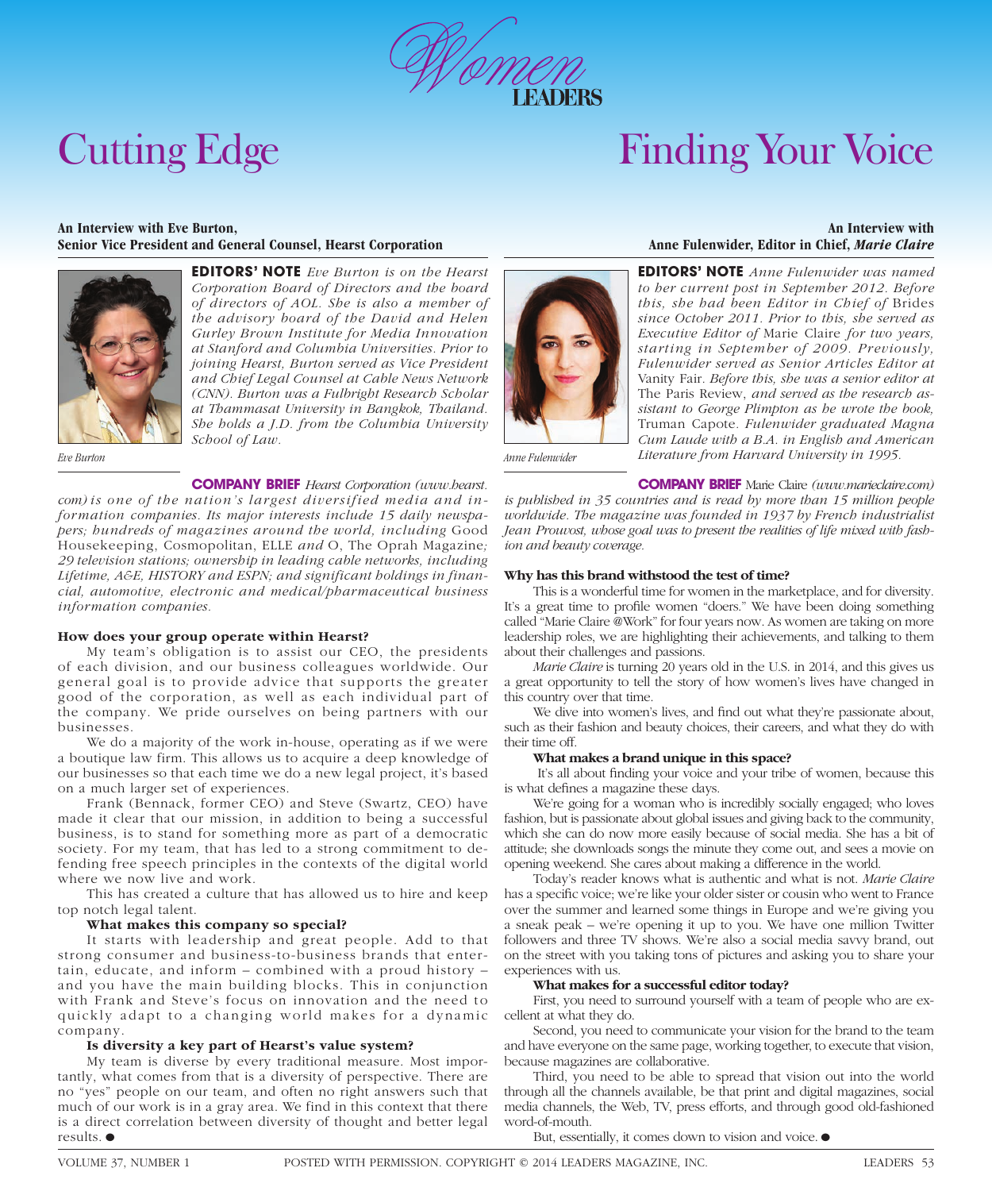# Women LEADERS

## Cutting Edge

**An Interview with Eve Burton, Senior Vice President and General Counsel, Hearst Corporation**

Eve Burton

**EDITORS' NOTE** *Eve Burton is on the Hearst Corporation Board of Directors and the board of directors of AOL. She is also a member of the advisory board of the David and Helen Gurley Brown Institute for Media Innovation at Stanford and Columbia Universities. Prior to joining Hearst, Burton served as Vice President and Chief Legal Counsel at Cable News Network (CNN). Burton was a Fulbright Research Scholar at Thammasat University in Bangkok, Thailand. She holds a J.D. from the Columbia University School of Law.*

**COMPANY BRIEF** *Hearst Corporation (www.hearst.com) is one of the nation's largest diversified media and information companies. Its major interests include 15 daily newspapers; hundreds of magazines around the world, including* Good Housekeeping, Cosmopolitan, ELLE *and* O, The Oprah Magazine*; 29 television stations; ownership in leading cable networks, including Lifetime, A&E, HISTORY and ESPN; and significant holdings in financial, automotive, electronic and medical/pharmaceutical business information companies.*

**How does your group operate within Hearst?**

My team's obligation is to assist our CEO, the presidents of each division, and our business colleagues worldwide. Our general goal is to provide advice that supports the greater good of the corporation, as well as each individual part of the company. We pride ourselves on being partners with our businesses.

We do a majority of the work in-house, operating as if we were a boutique law firm. This allows us to acquire a deep knowledge of our businesses so that each time we do a new legal project, it's based on a much larger set of experiences.

Frank (Bennack, former CEO) and Steve (Swartz, CEO) have made it clear that our mission, in addition to being a successful business, is to stand for something more as part of a democratic society. For my team, that has led to a strong commitment to defending free speech principles in the contexts of the digital world where we now live and work.

This has created a culture that has allowed us to hire and keep top notch legal talent.

**What makes this company so special?**

It starts with leadership and great people. Add to that strong consumer and business-to-business brands that entertain, educate, and inform – combined with a proud history – and you have the main building blocks. This in conjunction with Frank and Steve's focus on innovation and the need to quickly adapt to a changing world makes for a dynamic company.

**Is diversity a key part of Hearst's value system?**

My team is diverse by every traditional measure. Most importantly, what comes from that is a diversity of perspective. There are no "yes" people on our team, and often no right answers such that much of our work is in a gray area. We find in this context that there is a direct correlation between diversity of thought and better legal results. ●

## Finding Your Voice

**An Interview with Anne Fulenwider, Editor in Chief, *Marie Claire***

Anne Fulenwider

**EDITORS' NOTE** *Anne Fulenwider was named to her current post in September 2012. Before this, she had been Editor in Chief of* Brides *since October 2011. Prior to this, she served as Executive Editor of* Marie Claire *for two years, starting in September of 2009. Previously, Fulenwider served as Senior Articles Editor at* Vanity Fair. *Before this, she was a senior editor at* The Paris Review, *and served as the research assistant to George Plimpton as he wrote the book,* Truman Capote. *Fulenwider graduated Magna Cum Laude with a B.A. in English and American Literature from Harvard University in 1995.*

**COMPANY BRIEF** Marie Claire *(www.marieclaire.com) is published in 35 countries and is read by more than 15 million people worldwide. The magazine was founded in 1937 by French industrialist Jean Prouvost, whose goal was to present the realities of life mixed with fashion and beauty coverage.*

**Why has this brand withstood the test of time?**

This is a wonderful time for women in the marketplace, and for diversity. It's a great time to profile women "doers." We have been doing something called "Marie Claire @Work" for four years now. As women are taking on more leadership roles, we are highlighting their achievements, and talking to them about their challenges and passions.

*Marie Claire* is turning 20 years old in the U.S. in 2014, and this gives us a great opportunity to tell the story of how women's lives have changed in this country over that time.

We dive into women's lives, and find out what they're passionate about, such as their fashion and beauty choices, their careers, and what they do with their time off.

**What makes a brand unique in this space?**

It's all about finding your voice and your tribe of women, because this is what defines a magazine these days.

We're going for a woman who is incredibly socially engaged; who loves fashion, but is passionate about global issues and giving back to the community, which she can do now more easily because of social media. She has a bit of attitude; she downloads songs the minute they come out, and sees a movie on opening weekend. She cares about making a difference in the world.

Today's reader knows what is authentic and what is not. *Marie Claire* has a specific voice; we're like your older sister or cousin who went to France over the summer and learned some things in Europe and we're giving you a sneak peak – we're opening it up to you. We have one million Twitter followers and three TV shows. We're also a social media savvy brand, out on the street with you taking tons of pictures and asking you to share your experiences with us.

**What makes for a successful editor today?**

First, you need to surround yourself with a team of people who are excellent at what they do.

Second, you need to communicate your vision for the brand to the team and have everyone on the same page, working together, to execute that vision, because magazines are collaborative.

Third, you need to be able to spread that vision out into the world through all the channels available, be that print and digital magazines, social media channels, the Web, TV, press efforts, and through good old-fashioned word-of-mouth.

But, essentially, it comes down to vision and voice. ●

POSTED WITH PERMISSION. COPYRIGHT © 2014 LEADERS MAGAZINE, INC.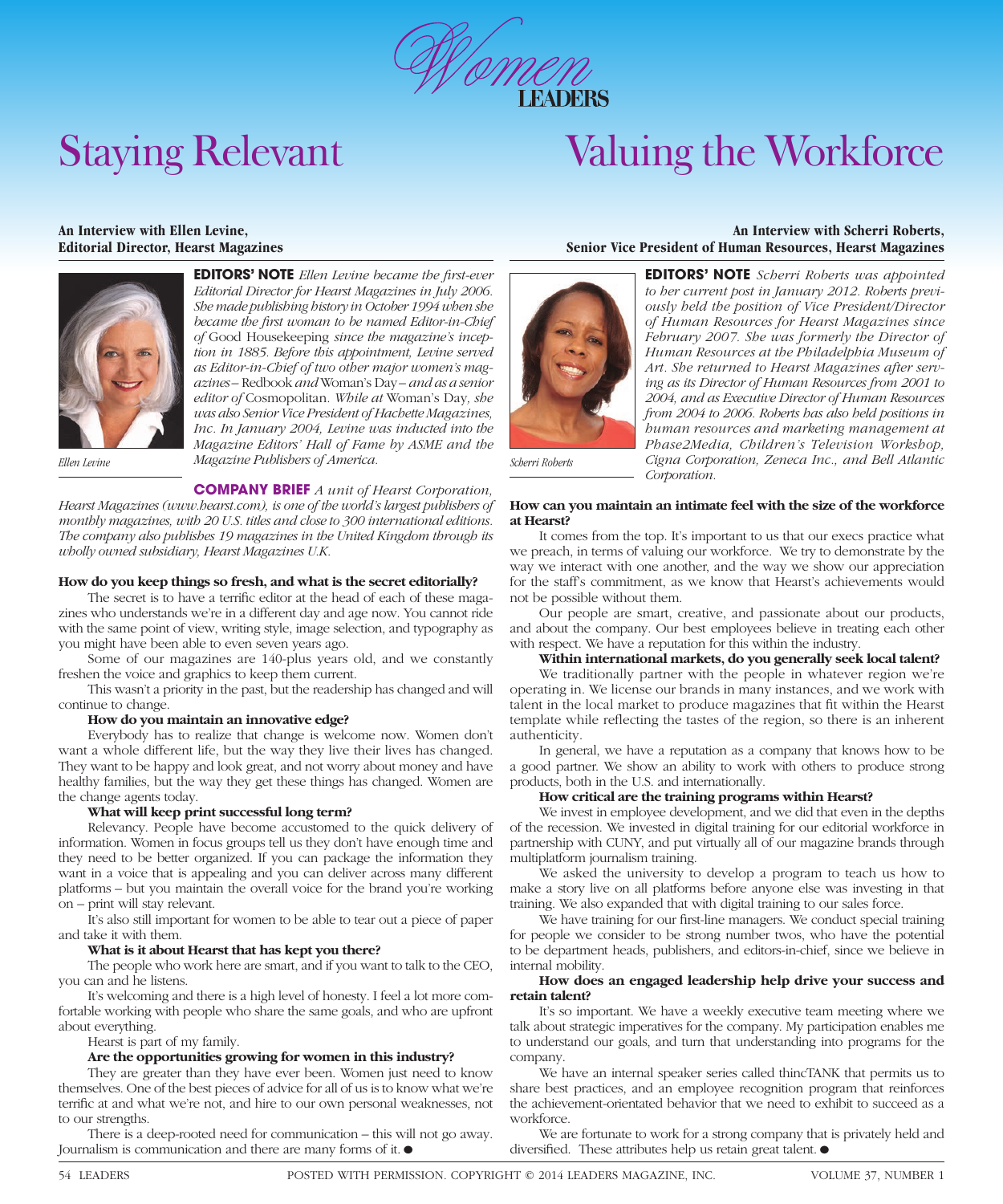Women LEADERS

# Staying Relevant

**An Interview with Ellen Levine, Editorial Director, Hearst Magazines**

Ellen Levine

**EDITORS' NOTE** *Ellen Levine became the first-ever Editorial Director for Hearst Magazines in July 2006. She made publishing history in October 1994 when she became the first woman to be named Editor-in-Chief of* Good Housekeeping *since the magazine's inception in 1885. Before this appointment, Levine served as Editor-in-Chief of two other major women's magazines –* Redbook *and* Woman's Day *– and as a senior editor of* Cosmopolitan. *While at* Woman's Day, *she was also Senior Vice President of Hachette Magazines, Inc. In January 2004, Levine was inducted into the Magazine Editors' Hall of Fame by ASME and the Magazine Publishers of America.*

**COMPANY BRIEF** *A unit of Hearst Corporation, Hearst Magazines (www.hearst.com), is one of the world's largest publishers of monthly magazines, with 20 U.S. titles and close to 300 international editions. The company also publishes 19 magazines in the United Kingdom through its wholly owned subsidiary, Hearst Magazines U.K.*

**How do you keep things so fresh, and what is the secret editorially?**

The secret is to have a terrific editor at the head of each of these magazines who understands we're in a different day and age now. You cannot ride with the same point of view, writing style, image selection, and typography as you might have been able to even seven years ago.

Some of our magazines are 140-plus years old, and we constantly freshen the voice and graphics to keep them current.

This wasn't a priority in the past, but the readership has changed and will continue to change.

**How do you maintain an innovative edge?**

Everybody has to realize that change is welcome now. Women don't want a whole different life, but the way they live their lives has changed. They want to be happy and look great, and not worry about money and have healthy families, but the way they get these things has changed. Women are the change agents today.

**What will keep print successful long term?**

Relevancy. People have become accustomed to the quick delivery of information. Women in focus groups tell us they don't have enough time and they need to be better organized. If you can package the information they want in a voice that is appealing and you can deliver across many different platforms – but you maintain the overall voice for the brand you're working on – print will stay relevant.

It's also still important for women to be able to tear out a piece of paper and take it with them.

**What is it about Hearst that has kept you there?**

The people who work here are smart, and if you want to talk to the CEO, you can and he listens.

It's welcoming and there is a high level of honesty. I feel a lot more comfortable working with people who share the same goals, and who are upfront about everything.

Hearst is part of my family.

**Are the opportunities growing for women in this industry?**

They are greater than they have ever been. Women just need to know themselves. One of the best pieces of advice for all of us is to know what we're terrific at and what we're not, and hire to our own personal weaknesses, not to our strengths.

There is a deep-rooted need for communication – this will not go away. Journalism is communication and there are many forms of it. ●

# Valuing the Workforce

**An Interview with Scherri Roberts, Senior Vice President of Human Resources, Hearst Magazines**

Scherri Roberts

**EDITORS' NOTE** *Scherri Roberts was appointed to her current post in January 2012. Roberts previously held the position of Vice President/Director of Human Resources for Hearst Magazines since February 2007. She was formerly the Director of Human Resources at the Philadelphia Museum of Art. She returned to Hearst Magazines after serving as its Director of Human Resources from 2001 to 2004, and as Executive Director of Human Resources from 2004 to 2006. Roberts has also held positions in human resources and marketing management at Phase2Media, Children's Television Workshop, Cigna Corporation, Zeneca Inc., and Bell Atlantic Corporation.*

**How can you maintain an intimate feel with the size of the workforce at Hearst?**

It comes from the top. It's important to us that our execs practice what we preach, in terms of valuing our workforce. We try to demonstrate by the way we interact with one another, and the way we show our appreciation for the staff's commitment, as we know that Hearst's achievements would not be possible without them.

Our people are smart, creative, and passionate about our products, and about the company. Our best employees believe in treating each other with respect. We have a reputation for this within the industry.

**Within international markets, do you generally seek local talent?**

We traditionally partner with the people in whatever region we're operating in. We license our brands in many instances, and we work with talent in the local market to produce magazines that fit within the Hearst template while reflecting the tastes of the region, so there is an inherent authenticity.

In general, we have a reputation as a company that knows how to be a good partner. We show an ability to work with others to produce strong products, both in the U.S. and internationally.

**How critical are the training programs within Hearst?**

We invest in employee development, and we did that even in the depths of the recession. We invested in digital training for our editorial workforce in partnership with CUNY, and put virtually all of our magazine brands through multiplatform journalism training.

We asked the university to develop a program to teach us how to make a story live on all platforms before anyone else was investing in that training. We also expanded that with digital training to our sales force.

We have training for our first-line managers. We conduct special training for people we consider to be strong number twos, who have the potential to be department heads, publishers, and editors-in-chief, since we believe in internal mobility.

**How does an engaged leadership help drive your success and retain talent?**

It's so important. We have a weekly executive team meeting where we talk about strategic imperatives for the company. My participation enables me to understand our goals, and turn that understanding into programs for the company.

We have an internal speaker series called thincTANK that permits us to share best practices, and an employee recognition program that reinforces the achievement-orientated behavior that we need to exhibit to succeed as a workforce.

We are fortunate to work for a strong company that is privately held and diversified. These attributes help us retain great talent. ●

POSTED WITH PERMISSION. COPYRIGHT © 2014 LEADERS MAGAZINE, INC.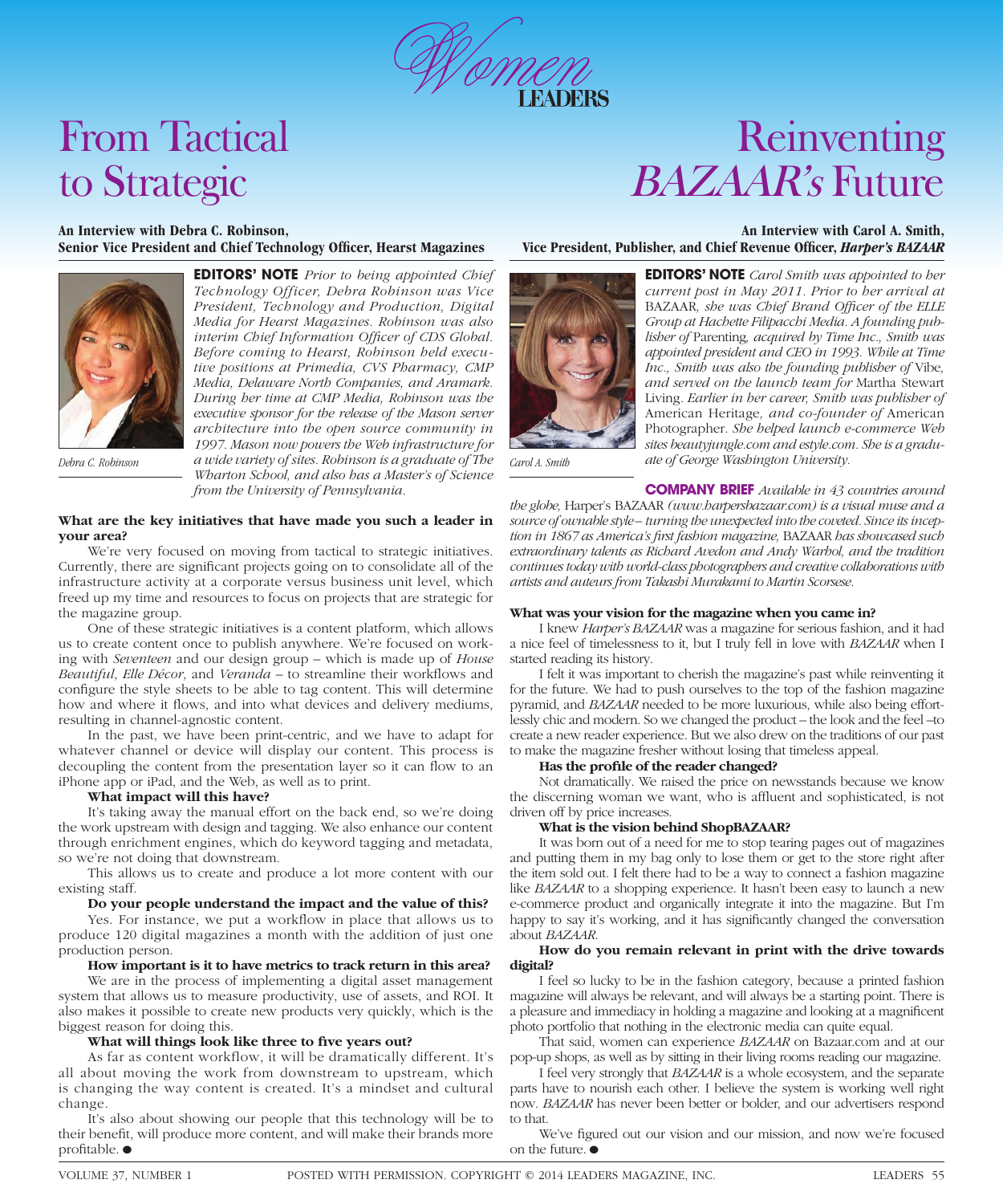*Women* LEADERS

# From Tactical to Strategic

**An Interview with Debra C. Robinson, Senior Vice President and Chief Technology Officer, Hearst Magazines**

Debra C. Robinson

**EDITORS' NOTE** *Prior to being appointed Chief Technology Officer, Debra Robinson was Vice President, Technology and Production, Digital Media for Hearst Magazines. Robinson was also interim Chief Information Officer of CDS Global. Before coming to Hearst, Robinson held executive positions at Primedia, CVS Pharmacy, CMP Media, Delaware North Companies, and Aramark. During her time at CMP Media, Robinson was the executive sponsor for the release of the Mason server architecture into the open source community in 1997. Mason now powers the Web infrastructure for a wide variety of sites. Robinson is a graduate of The Wharton School, and also has a Master's of Science from the University of Pennsylvania.*

**What are the key initiatives that have made you such a leader in your area?**

We're very focused on moving from tactical to strategic initiatives. Currently, there are significant projects going on to consolidate all of the infrastructure activity at a corporate versus business unit level, which freed up my time and resources to focus on projects that are strategic for the magazine group.

One of these strategic initiatives is a content platform, which allows us to create content once to publish anywhere. We're focused on working with *Seventeen* and our design group – which is made up of *House Beautiful*, *Elle Décor*, and *Veranda* – to streamline their workflows and configure the style sheets to be able to tag content. This will determine how and where it flows, and into what devices and delivery mediums, resulting in channel-agnostic content.

In the past, we have been print-centric, and we have to adapt for whatever channel or device will display our content. This process is decoupling the content from the presentation layer so it can flow to an iPhone app or iPad, and the Web, as well as to print.

**What impact will this have?**

It's taking away the manual effort on the back end, so we're doing the work upstream with design and tagging. We also enhance our content through enrichment engines, which do keyword tagging and metadata, so we're not doing that downstream.

This allows us to create and produce a lot more content with our existing staff.

**Do your people understand the impact and the value of this?**

Yes. For instance, we put a workflow in place that allows us to produce 120 digital magazines a month with the addition of just one production person.

**How important is it to have metrics to track return in this area?**

We are in the process of implementing a digital asset management system that allows us to measure productivity, use of assets, and ROI. It also makes it possible to create new products very quickly, which is the biggest reason for doing this.

**What will things look like three to five years out?**

As far as content workflow, it will be dramatically different. It's all about moving the work from downstream to upstream, which is changing the way content is created. It's a mindset and cultural change.

It's also about showing our people that this technology will be to their benefit, will produce more content, and will make their brands more profitable. ●

# Reinventing *BAZAAR's* Future

**An Interview with Carol A. Smith, Vice President, Publisher, and Chief Revenue Officer, *Harper's BAZAAR***

Carol A. Smith

**EDITORS' NOTE** *Carol Smith was appointed to her current post in May 2011. Prior to her arrival at* BAZAAR, *she was Chief Brand Officer of the ELLE Group at Hachette Filipacchi Media. A founding publisher of* Parenting, *acquired by Time Inc., Smith was appointed president and CEO in 1993. While at Time Inc., Smith was also the founding publisher of* Vibe, *and served on the launch team for* Martha Stewart Living. *Earlier in her career, Smith was publisher of* American Heritage, *and co-founder of* American Photographer. *She helped launch e-commerce Web sites beautyjungle.com and estyle.com. She is a graduate of George Washington University.*

**COMPANY BRIEF** *Available in 43 countries around the globe,* Harper's BAZAAR *(www.harpersbazaar.com) is a visual muse and a source of ownable style – turning the unexpected into the coveted. Since its inception in 1867 as America's first fashion magazine,* BAZAAR *has showcased such extraordinary talents as Richard Avedon and Andy Warhol, and the tradition continues today with world-class photographers and creative collaborations with artists and auteurs from Takashi Murakami to Martin Scorsese.*

**What was your vision for the magazine when you came in?**

I knew *Harper's BAZAAR* was a magazine for serious fashion, and it had a nice feel of timelessness to it, but I truly fell in love with *BAZAAR* when I started reading its history.

I felt it was important to cherish the magazine's past while reinventing it for the future. We had to push ourselves to the top of the fashion magazine pyramid, and *BAZAAR* needed to be more luxurious, while also being effortlessly chic and modern. So we changed the product – the look and the feel –to create a new reader experience. But we also drew on the traditions of our past to make the magazine fresher without losing that timeless appeal.

**Has the profile of the reader changed?**

Not dramatically. We raised the price on newsstands because we know the discerning woman we want, who is affluent and sophisticated, is not driven off by price increases.

**What is the vision behind ShopBAZAAR?**

It was born out of a need for me to stop tearing pages out of magazines and putting them in my bag only to lose them or get to the store right after the item sold out. I felt there had to be a way to connect a fashion magazine like *BAZAAR* to a shopping experience. It hasn't been easy to launch a new e-commerce product and organically integrate it into the magazine. But I'm happy to say it's working, and it has significantly changed the conversation about *BAZAAR*.

**How do you remain relevant in print with the drive towards digital?**

I feel so lucky to be in the fashion category, because a printed fashion magazine will always be relevant, and will always be a starting point. There is a pleasure and immediacy in holding a magazine and looking at a magnificent photo portfolio that nothing in the electronic media can quite equal.

That said, women can experience *BAZAAR* on Bazaar.com and at our pop-up shops, as well as by sitting in their living rooms reading our magazine.

I feel very strongly that *BAZAAR* is a whole ecosystem, and the separate parts have to nourish each other. I believe the system is working well right now. *BAZAAR* has never been better or bolder, and our advertisers respond to that.

We've figured out our vision and our mission, and now we're focused on the future. ●

POSTED WITH PERMISSION. COPYRIGHT © 2014 LEADERS MAGAZINE, INC.